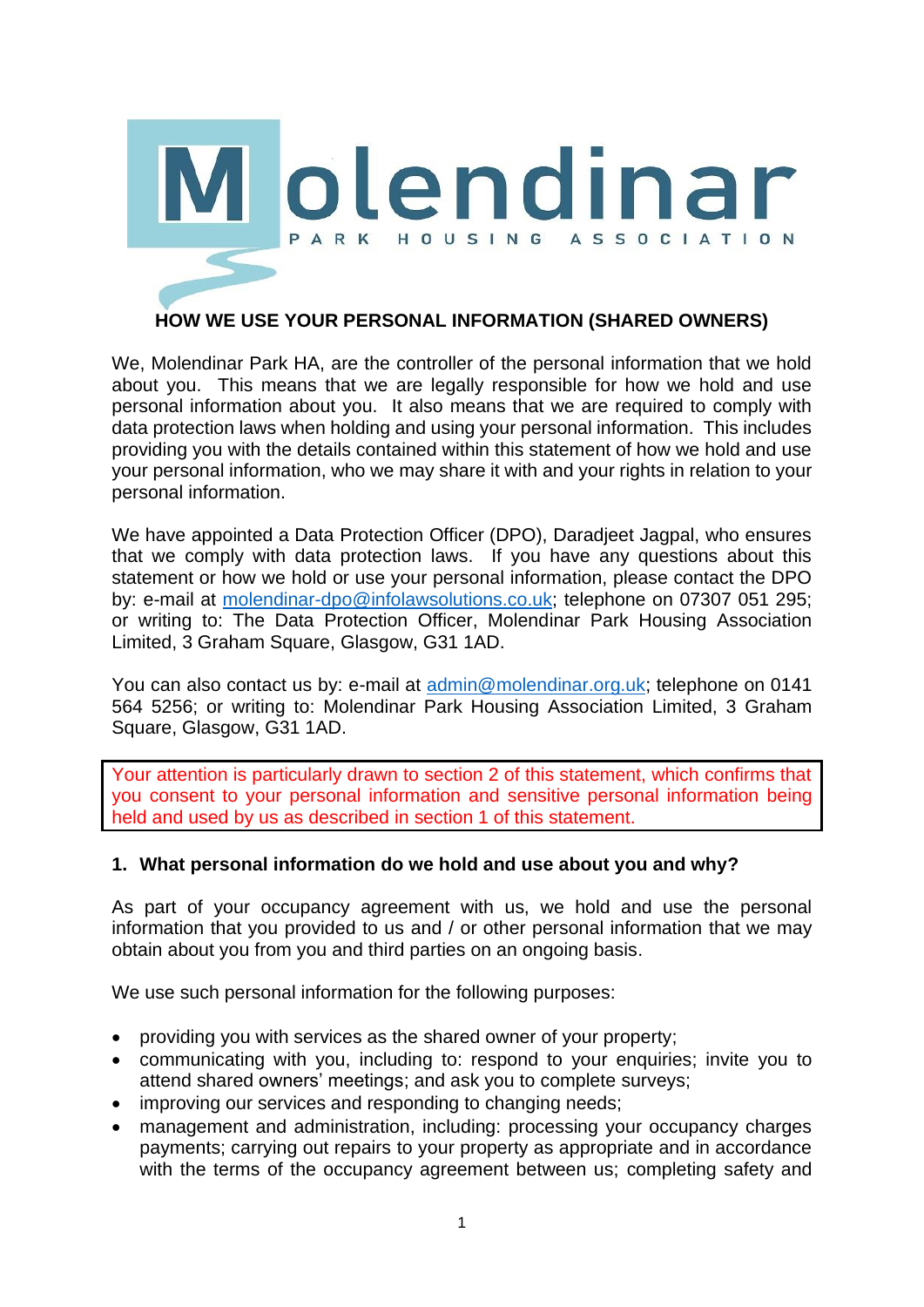Molendinar

PARK HOUSING ASSOCIATION

# HOW WE USE YOUR PERSONAL INFORMATION (SHARED OWNERS)

We, Molendinar Park HA, are the controller of the personal information that we hold about you. This means that we are legally responsible for how we hold and use personal information about you. It also means that we are required to comply with data protection laws when holding and using your personal information. This includes providing you with the details contained within this statement of how we hold and use your personal information, who we may share it with and your rights in relation to your personal information.

We have appointed a Data Protection Officer (DPO), Daradjeet Jagpal, who ensures that we comply with data protection laws. If you have any questions about this statement or how we hold or use your personal information, please contact the DPO by: e-mail at molendinar-dpo@infolawsolutions.co.uk; telephone on 07307 051 295; or writing to: The Data Protection Officer, Molendinar Park Housing Association Limited, 3 Graham Square, Glasgow, G31 1AD.

You can also contact us by: e-mail at admin@molendinar.org.uk; telephone on 0141 564 5256; or writing to: Molendinar Park Housing Association Limited, 3 Graham Square, Glasgow, G31 1AD.

Your attention is particularly drawn to section 2 of this statement, which confirms that you consent to your personal information and sensitive personal information being held and used by us as described in section 1 of this statement.

## 1. What personal information do we hold and use about you and why?

As part of your occupancy agreement with us, we hold and use the personal information that you provided to us and / or other personal information that we may obtain about you from you and third parties on an ongoing basis.

We use such personal information for the following purposes:

- providing you with services as the shared owner of your property;
- communicating with you, including to: respond to your enquiries; invite you to attend shared owners' meetings; and ask you to complete surveys;
- improving our services and responding to changing needs;
- management and administration, including: processing your occupancy charges payments; carrying out repairs to your property as appropriate and in accordance with the terms of the occupancy agreement between us; completing safety and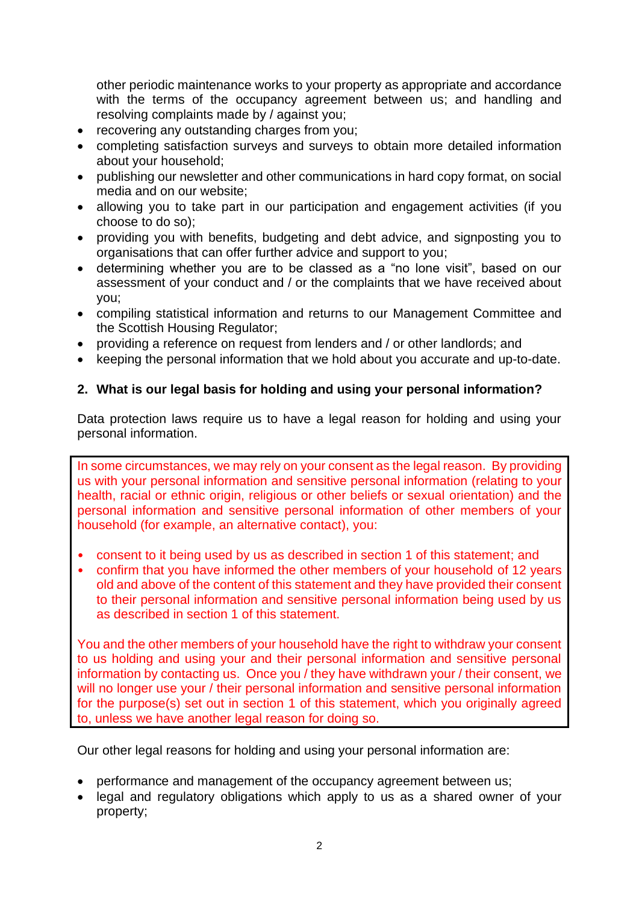other periodic maintenance works to your property as appropriate and accordance with the terms of the occupancy agreement between us; and handling and resolving complaints made by / against you;

- recovering any outstanding charges from you;
- completing satisfaction surveys and surveys to obtain more detailed information about your household;
- publishing our newsletter and other communications in hard copy format, on social media and on our website;
- allowing you to take part in our participation and engagement activities (if you choose to do so);
- providing you with benefits, budgeting and debt advice, and signposting you to organisations that can offer further advice and support to you;
- determining whether you are to be classed as a "no lone visit", based on our assessment of your conduct and / or the complaints that we have received about you;
- compiling statistical information and returns to our Management Committee and the Scottish Housing Regulator;
- providing a reference on request from lenders and / or other landlords; and
- keeping the personal information that we hold about you accurate and up-to-date.

## 2. What is our legal basis for holding and using your personal information?

Data protection laws require us to have a legal reason for holding and using your personal information.

In some circumstances, we may rely on your consent as the legal reason. By providing us with your personal information and sensitive personal information (relating to your health, racial or ethnic origin, religious or other beliefs or sexual orientation) and the personal information and sensitive personal information of other members of your household (for example, an alternative contact), you:

- consent to it being used by us as described in section 1 of this statement; and
- confirm that you have informed the other members of your household of 12 years old and above of the content of this statement and they have provided their consent to their personal information and sensitive personal information being used by us as described in section 1 of this statement.

You and the other members of your household have the right to withdraw your consent to us holding and using your and their personal information and sensitive personal information by contacting us. Once you / they have withdrawn your / their consent, we will no longer use your / their personal information and sensitive personal information for the purpose(s) set out in section 1 of this statement, which you originally agreed to, unless we have another legal reason for doing so.

Our other legal reasons for holding and using your personal information are:

- performance and management of the occupancy agreement between us;
- legal and regulatory obligations which apply to us as a shared owner of your property;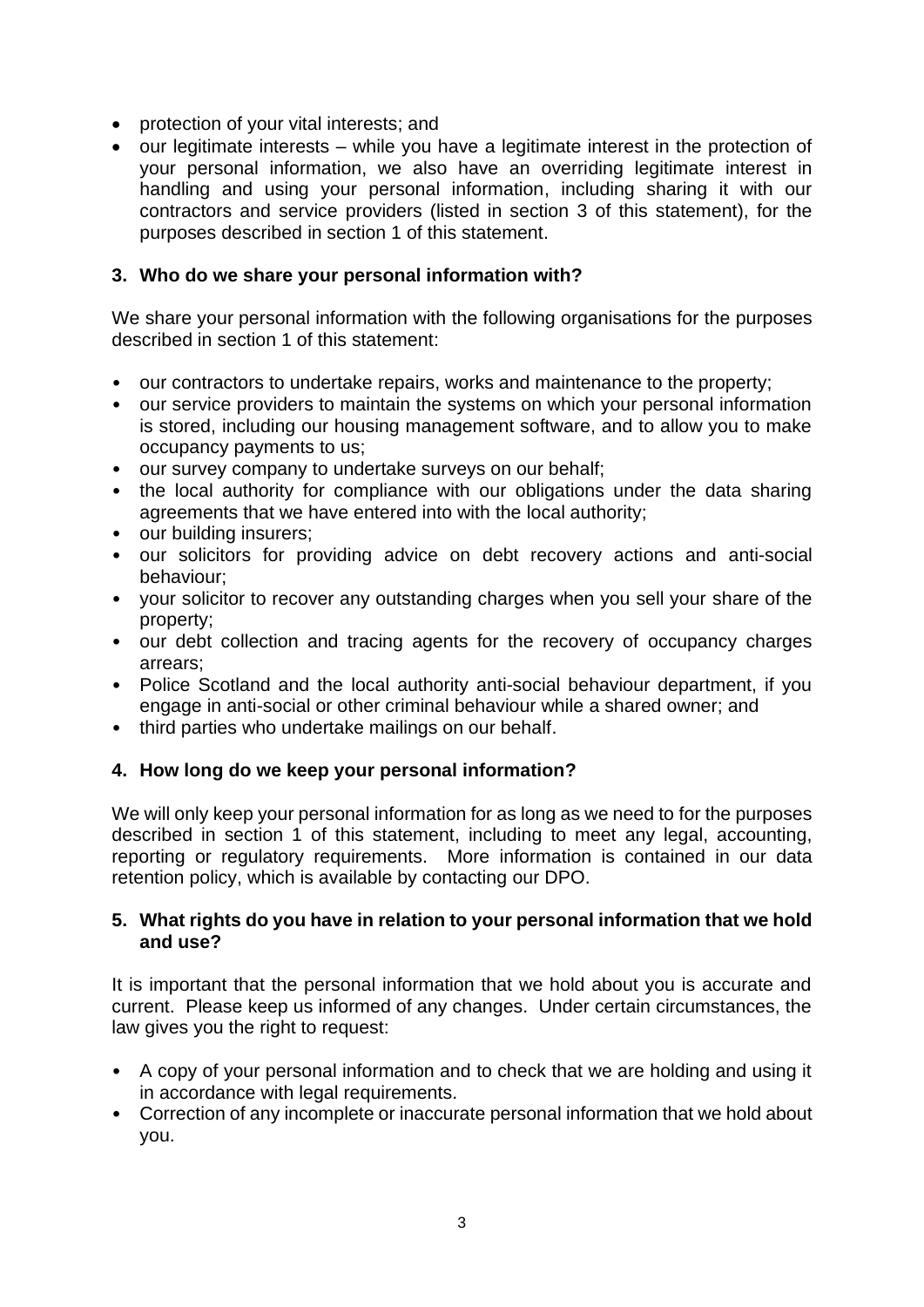- protection of your vital interests; and
- our legitimate interests – while you have a legitimate interest in the protection of your personal information, we also have an overriding legitimate interest in handling and using your personal information, including sharing it with our contractors and service providers (listed in section 3 of this statement), for the purposes described in section 1 of this statement.

## 3. Who do we share your personal information with?

We share your personal information with the following organisations for the purposes described in section 1 of this statement:

- our contractors to undertake repairs, works and maintenance to the property;
- our service providers to maintain the systems on which your personal information is stored, including our housing management software, and to allow you to make occupancy payments to us;
- our survey company to undertake surveys on our behalf;
- the local authority for compliance with our obligations under the data sharing agreements that we have entered into with the local authority;
- our building insurers;
- our solicitors for providing advice on debt recovery actions and anti-social behaviour;
- your solicitor to recover any outstanding charges when you sell your share of the property;
- our debt collection and tracing agents for the recovery of occupancy charges arrears;
- Police Scotland and the local authority anti-social behaviour department, if you engage in anti-social or other criminal behaviour while a shared owner; and
- third parties who undertake mailings on our behalf.

## 4. How long do we keep your personal information?

We will only keep your personal information for as long as we need to for the purposes described in section 1 of this statement, including to meet any legal, accounting, reporting or regulatory requirements. More information is contained in our data retention policy, which is available by contacting our DPO.

## 5. What rights do you have in relation to your personal information that we hold and use?

It is important that the personal information that we hold about you is accurate and current. Please keep us informed of any changes. Under certain circumstances, the law gives you the right to request:

- A copy of your personal information and to check that we are holding and using it in accordance with legal requirements.
- Correction of any incomplete or inaccurate personal information that we hold about you.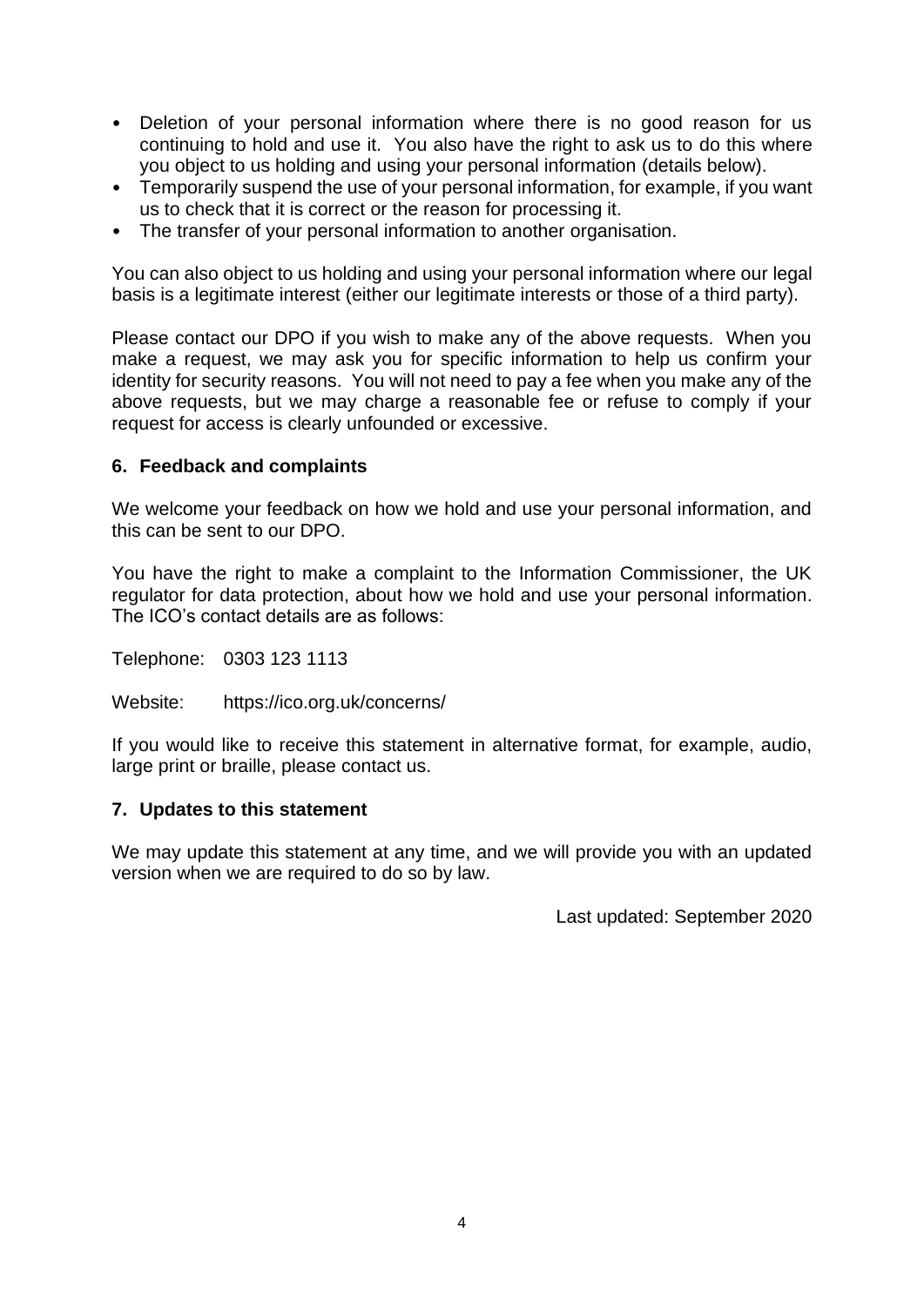- Deletion of your personal information where there is no good reason for us continuing to hold and use it. You also have the right to ask us to do this where you object to us holding and using your personal information (details below).
- Temporarily suspend the use of your personal information, for example, if you want us to check that it is correct or the reason for processing it.
- The transfer of your personal information to another organisation.

You can also object to us holding and using your personal information where our legal basis is a legitimate interest (either our legitimate interests or those of a third party).

Please contact our DPO if you wish to make any of the above requests. When you make a request, we may ask you for specific information to help us confirm your identity for security reasons. You will not need to pay a fee when you make any of the above requests, but we may charge a reasonable fee or refuse to comply if your request for access is clearly unfounded or excessive.

## 6. Feedback and complaints

We welcome your feedback on how we hold and use your personal information, and this can be sent to our DPO.

You have the right to make a complaint to the Information Commissioner, the UK regulator for data protection, about how we hold and use your personal information. The ICO's contact details are as follows:

Telephone: 0303 123 1113

Website: https://ico.org.uk/concerns/

If you would like to receive this statement in alternative format, for example, audio, large print or braille, please contact us.

## 7. Updates to this statement

We may update this statement at any time, and we will provide you with an updated version when we are required to do so by law.

Last updated: September 2020